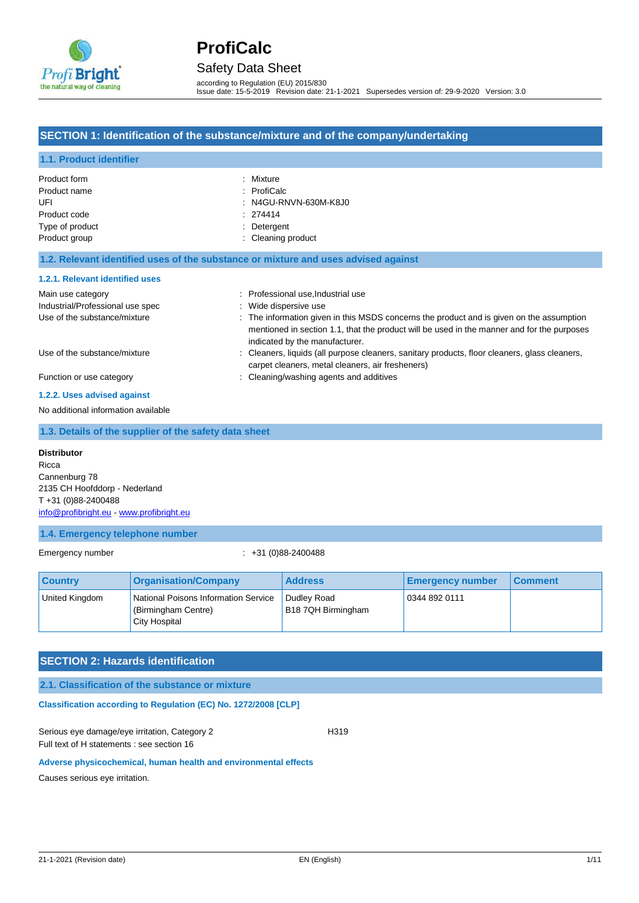# ProfiCalc

Safety Data Sheet

according to Regulation (EU) 2015/830
Issue date: 15-5-2019 Revision date: 21-1-2021 Supersedes version of: 29-9-2020 Version: 3.0

## SECTION 1: Identification of the substance/mixture and of the company/undertaking

### 1.1. Product identifier

| | |
|---|---|
| Product form | : Mixture |
| Product name | : ProfiCalc |
| UFI | : N4GU-RNVN-630M-K8J0 |
| Product code | : 274414 |
| Type of product | : Detergent |
| Product group | : Cleaning product |

### 1.2. Relevant identified uses of the substance or mixture and uses advised against

#### 1.2.1. Relevant identified uses

| | |
|---|---|
| Main use category | : Professional use,Industrial use |
| Industrial/Professional use spec | : Wide dispersive use |
| Use of the substance/mixture | : The information given in this MSDS concerns the product and is given on the assumption mentioned in section 1.1, that the product will be used in the manner and for the purposes indicated by the manufacturer. |
| Use of the substance/mixture | : Cleaners, liquids (all purpose cleaners, sanitary products, floor cleaners, glass cleaners, carpet cleaners, metal cleaners, air fresheners) |
| Function or use category | : Cleaning/washing agents and additives |

#### 1.2.2. Uses advised against

No additional information available

### 1.3. Details of the supplier of the safety data sheet

**Distributor**
Ricca
Cannenburg 78
2135 CH Hoofddorp - Nederland
T +31 (0)88-2400488
info@profibright.eu - www.profibright.eu

### 1.4. Emergency telephone number

Emergency number : +31 (0)88-2400488

| Country | Organisation/Company | Address | Emergency number | Comment |
|---|---|---|---|---|
| United Kingdom | National Poisons Information Service (Birmingham Centre) City Hospital | Dudley Road B18 7QH Birmingham | 0344 892 0111 | |

## SECTION 2: Hazards identification

### 2.1. Classification of the substance or mixture

**Classification according to Regulation (EC) No. 1272/2008 [CLP]**

Serious eye damage/eye irritation, Category 2 H319
Full text of H statements : see section 16

**Adverse physicochemical, human health and environmental effects**

Causes serious eye irritation.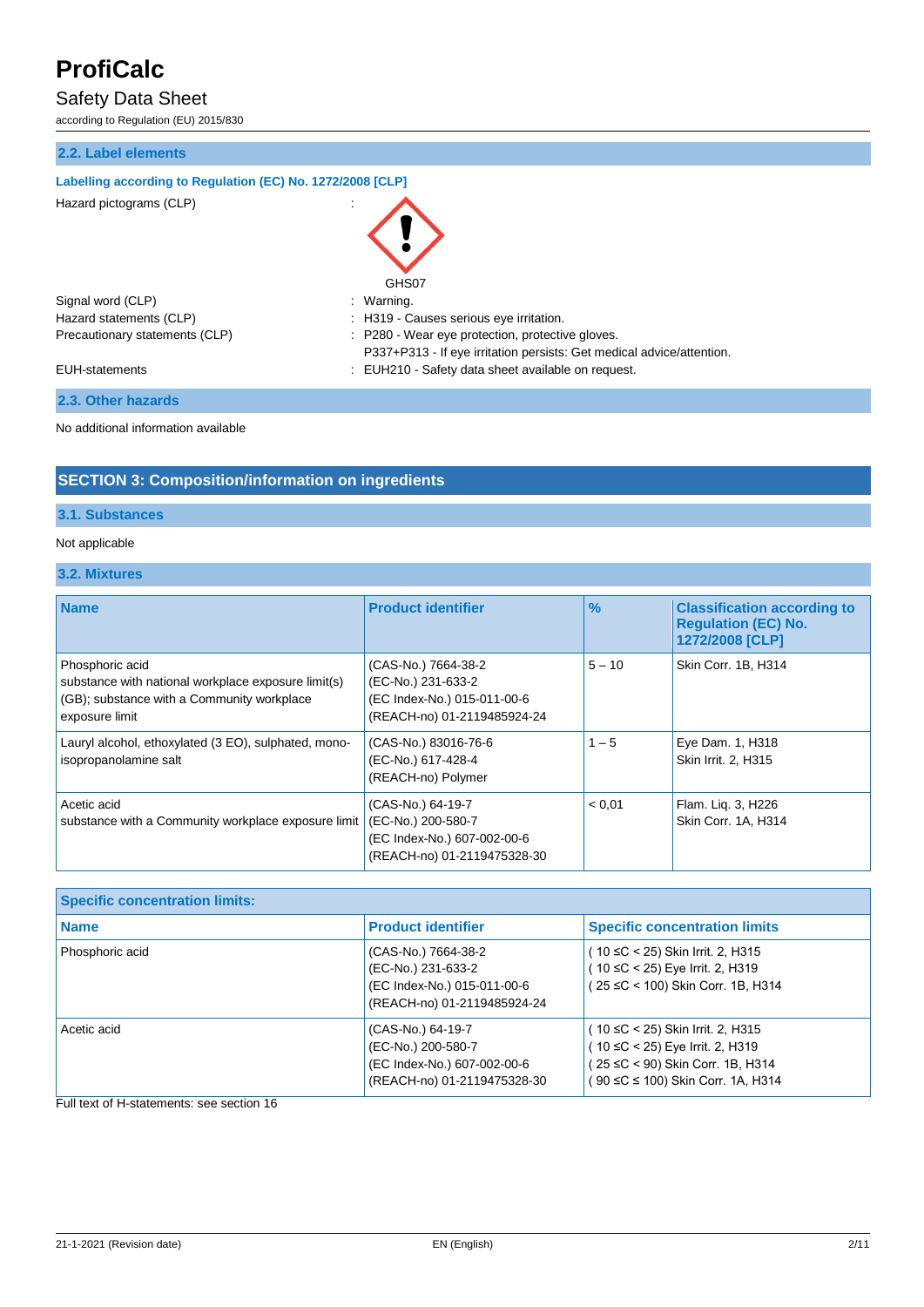## 2.2. Label elements

**Labelling according to Regulation (EC) No. 1272/2008 [CLP]**

Hazard pictograms (CLP) :

GHS07

Signal word (CLP) : Warning.

Hazard statements (CLP) : H319 - Causes serious eye irritation.

Precautionary statements (CLP) : P280 - Wear eye protection, protective gloves.
P337+P313 - If eye irritation persists: Get medical advice/attention.

EUH-statements : EUH210 - Safety data sheet available on request.

## 2.3. Other hazards

No additional information available

# SECTION 3: Composition/information on ingredients

## 3.1. Substances

Not applicable

## 3.2. Mixtures

| Name | Product identifier | % | Classification according to Regulation (EC) No. 1272/2008 [CLP] |
|---|---|---|---|
| Phosphoric acid<br>substance with national workplace exposure limit(s) (GB); substance with a Community workplace exposure limit | (CAS-No.) 7664-38-2<br>(EC-No.) 231-633-2<br>(EC Index-No.) 015-011-00-6<br>(REACH-no) 01-2119485924-24 | 5 – 10 | Skin Corr. 1B, H314 |
| Lauryl alcohol, ethoxylated (3 EO), sulphated, mono-isopropanolamine salt | (CAS-No.) 83016-76-6<br>(EC-No.) 617-428-4<br>(REACH-no) Polymer | 1 – 5 | Eye Dam. 1, H318<br>Skin Irrit. 2, H315 |
| Acetic acid<br>substance with a Community workplace exposure limit | (CAS-No.) 64-19-7<br>(EC-No.) 200-580-7<br>(EC Index-No.) 607-002-00-6<br>(REACH-no) 01-2119475328-30 | < 0,01 | Flam. Liq. 3, H226<br>Skin Corr. 1A, H314 |

| Specific concentration limits: | | |
|---|---|---|
| **Name** | **Product identifier** | **Specific concentration limits** |
| Phosphoric acid | (CAS-No.) 7664-38-2<br>(EC-No.) 231-633-2<br>(EC Index-No.) 015-011-00-6<br>(REACH-no) 01-2119485924-24 | ( 10 ≤C < 25) Skin Irrit. 2, H315<br>( 10 ≤C < 25) Eye Irrit. 2, H319<br>( 25 ≤C < 100) Skin Corr. 1B, H314 |
| Acetic acid | (CAS-No.) 64-19-7<br>(EC-No.) 200-580-7<br>(EC Index-No.) 607-002-00-6<br>(REACH-no) 01-2119475328-30 | ( 10 ≤C < 25) Skin Irrit. 2, H315<br>( 10 ≤C < 25) Eye Irrit. 2, H319<br>( 25 ≤C < 90) Skin Corr. 1B, H314<br>( 90 ≤C ≤ 100) Skin Corr. 1A, H314 |

Full text of H-statements: see section 16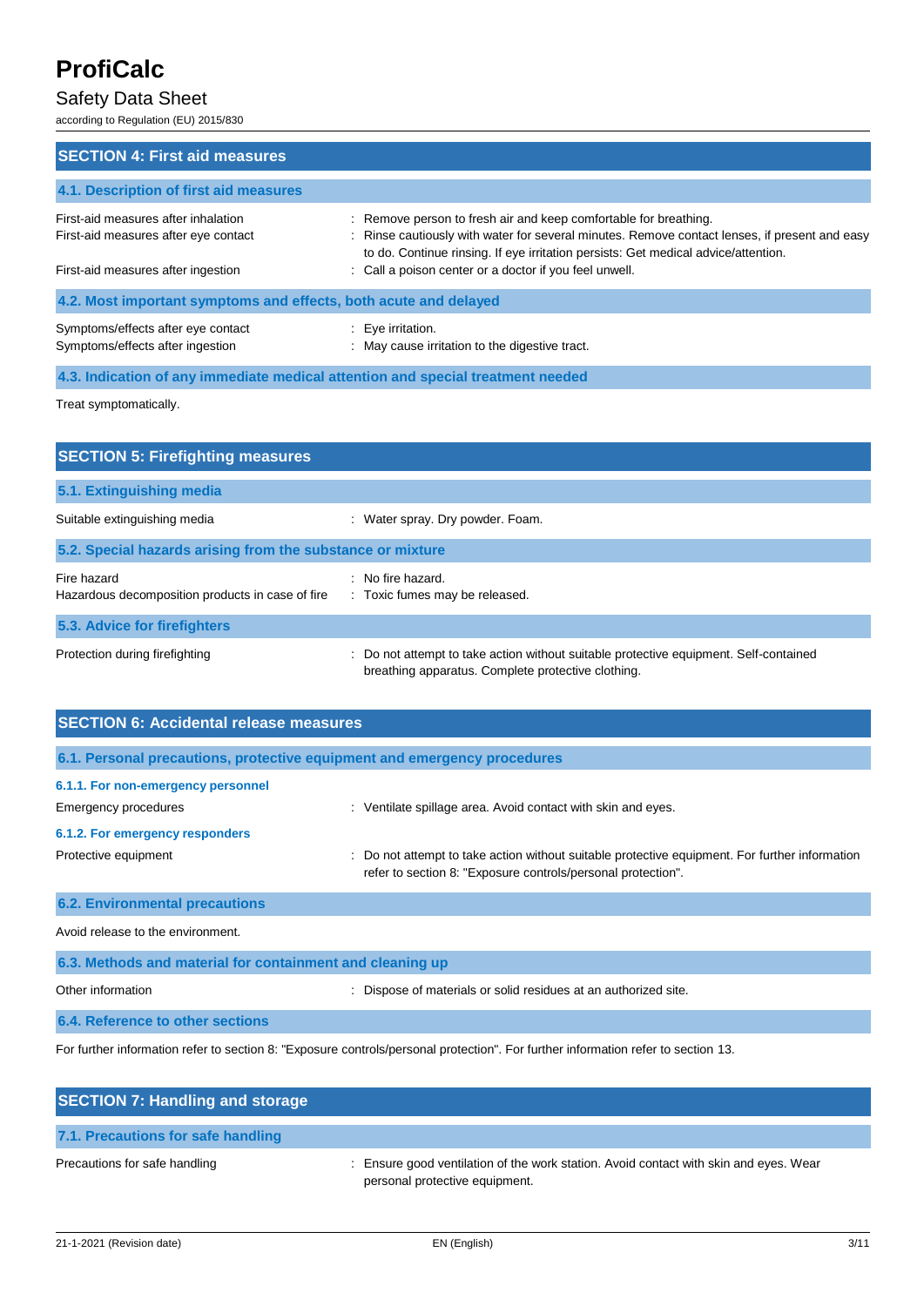## SECTION 4: First aid measures

### 4.1. Description of first aid measures

| | |
|---|---|
| First-aid measures after inhalation | : Remove person to fresh air and keep comfortable for breathing. |
| First-aid measures after eye contact | : Rinse cautiously with water for several minutes. Remove contact lenses, if present and easy to do. Continue rinsing. If eye irritation persists: Get medical advice/attention. |
| First-aid measures after ingestion | : Call a poison center or a doctor if you feel unwell. |

### 4.2. Most important symptoms and effects, both acute and delayed

| | |
|---|---|
| Symptoms/effects after eye contact | : Eye irritation. |
| Symptoms/effects after ingestion | : May cause irritation to the digestive tract. |

### 4.3. Indication of any immediate medical attention and special treatment needed

Treat symptomatically.

## SECTION 5: Firefighting measures

### 5.1. Extinguishing media

| | |
|---|---|
| Suitable extinguishing media | : Water spray. Dry powder. Foam. |

### 5.2. Special hazards arising from the substance or mixture

| | |
|---|---|
| Fire hazard | : No fire hazard. |
| Hazardous decomposition products in case of fire | : Toxic fumes may be released. |

### 5.3. Advice for firefighters

| | |
|---|---|
| Protection during firefighting | : Do not attempt to take action without suitable protective equipment. Self-contained breathing apparatus. Complete protective clothing. |

## SECTION 6: Accidental release measures

### 6.1. Personal precautions, protective equipment and emergency procedures

#### 6.1.1. For non-emergency personnel

| | |
|---|---|
| Emergency procedures | : Ventilate spillage area. Avoid contact with skin and eyes. |

#### 6.1.2. For emergency responders

| | |
|---|---|
| Protective equipment | : Do not attempt to take action without suitable protective equipment. For further information refer to section 8: "Exposure controls/personal protection". |

### 6.2. Environmental precautions

Avoid release to the environment.

### 6.3. Methods and material for containment and cleaning up

| | |
|---|---|
| Other information | : Dispose of materials or solid residues at an authorized site. |

### 6.4. Reference to other sections

For further information refer to section 8: "Exposure controls/personal protection". For further information refer to section 13.

## SECTION 7: Handling and storage

### 7.1. Precautions for safe handling

| | |
|---|---|
| Precautions for safe handling | : Ensure good ventilation of the work station. Avoid contact with skin and eyes. Wear personal protective equipment. |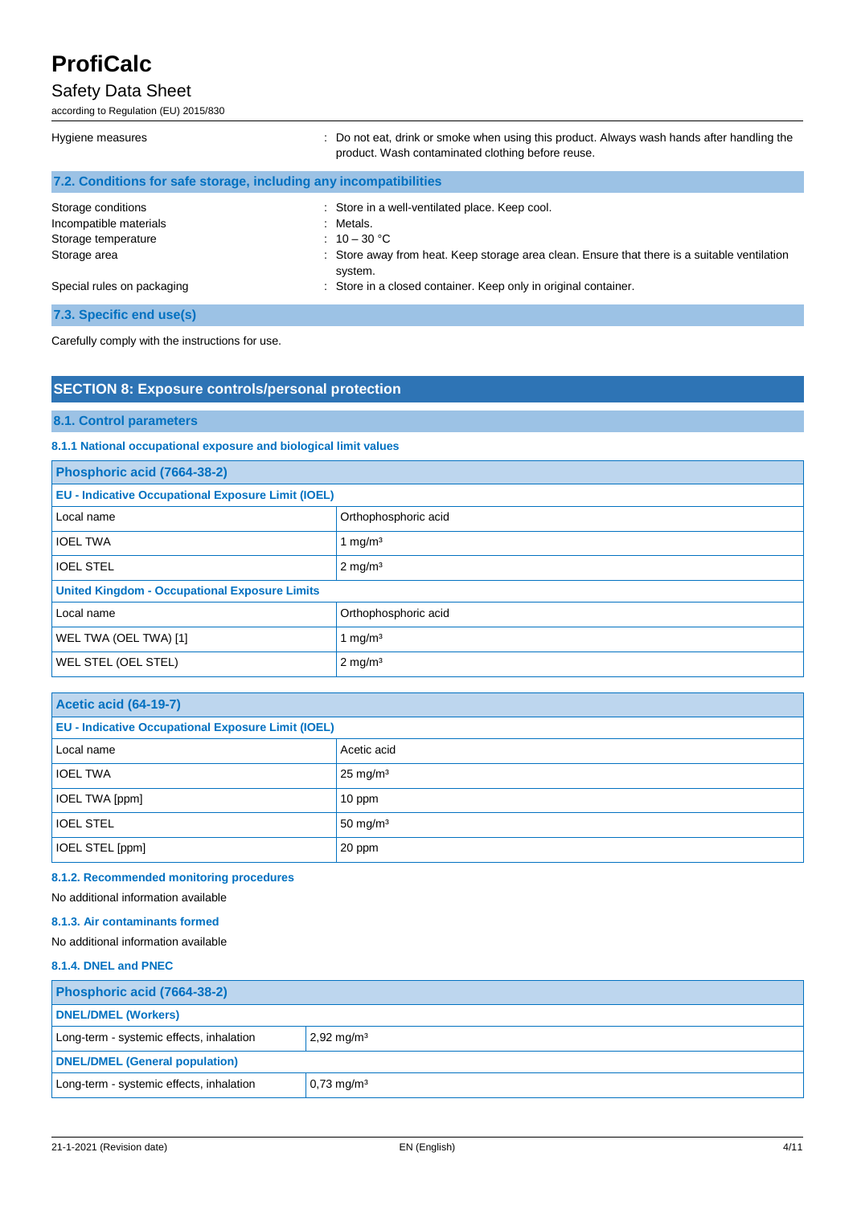| | |
|---|---|
| Hygiene measures | : Do not eat, drink or smoke when using this product. Always wash hands after handling the product. Wash contaminated clothing before reuse. |

### 7.2. Conditions for safe storage, including any incompatibilities

| | |
|---|---|
| Storage conditions | : Store in a well-ventilated place. Keep cool. |
| Incompatible materials | : Metals. |
| Storage temperature | : 10 – 30 °C |
| Storage area | : Store away from heat. Keep storage area clean. Ensure that there is a suitable ventilation system. |
| Special rules on packaging | : Store in a closed container. Keep only in original container. |

### 7.3. Specific end use(s)

Carefully comply with the instructions for use.

## SECTION 8: Exposure controls/personal protection

### 8.1. Control parameters

#### 8.1.1 National occupational exposure and biological limit values

| Phosphoric acid (7664-38-2) | |
|---|---|
| **EU - Indicative Occupational Exposure Limit (IOEL)** | |
| Local name | Orthophosphoric acid |
| IOEL TWA | 1 mg/m³ |
| IOEL STEL | 2 mg/m³ |
| **United Kingdom - Occupational Exposure Limits** | |
| Local name | Orthophosphoric acid |
| WEL TWA (OEL TWA) [1] | 1 mg/m³ |
| WEL STEL (OEL STEL) | 2 mg/m³ |

| Acetic acid (64-19-7) | |
|---|---|
| **EU - Indicative Occupational Exposure Limit (IOEL)** | |
| Local name | Acetic acid |
| IOEL TWA | 25 mg/m³ |
| IOEL TWA [ppm] | 10 ppm |
| IOEL STEL | 50 mg/m³ |
| IOEL STEL [ppm] | 20 ppm |

#### 8.1.2. Recommended monitoring procedures

No additional information available

#### 8.1.3. Air contaminants formed

No additional information available

#### 8.1.4. DNEL and PNEC

| Phosphoric acid (7664-38-2) | |
|---|---|
| **DNEL/DMEL (Workers)** | |
| Long-term - systemic effects, inhalation | 2,92 mg/m³ |
| **DNEL/DMEL (General population)** | |
| Long-term - systemic effects, inhalation | 0,73 mg/m³ |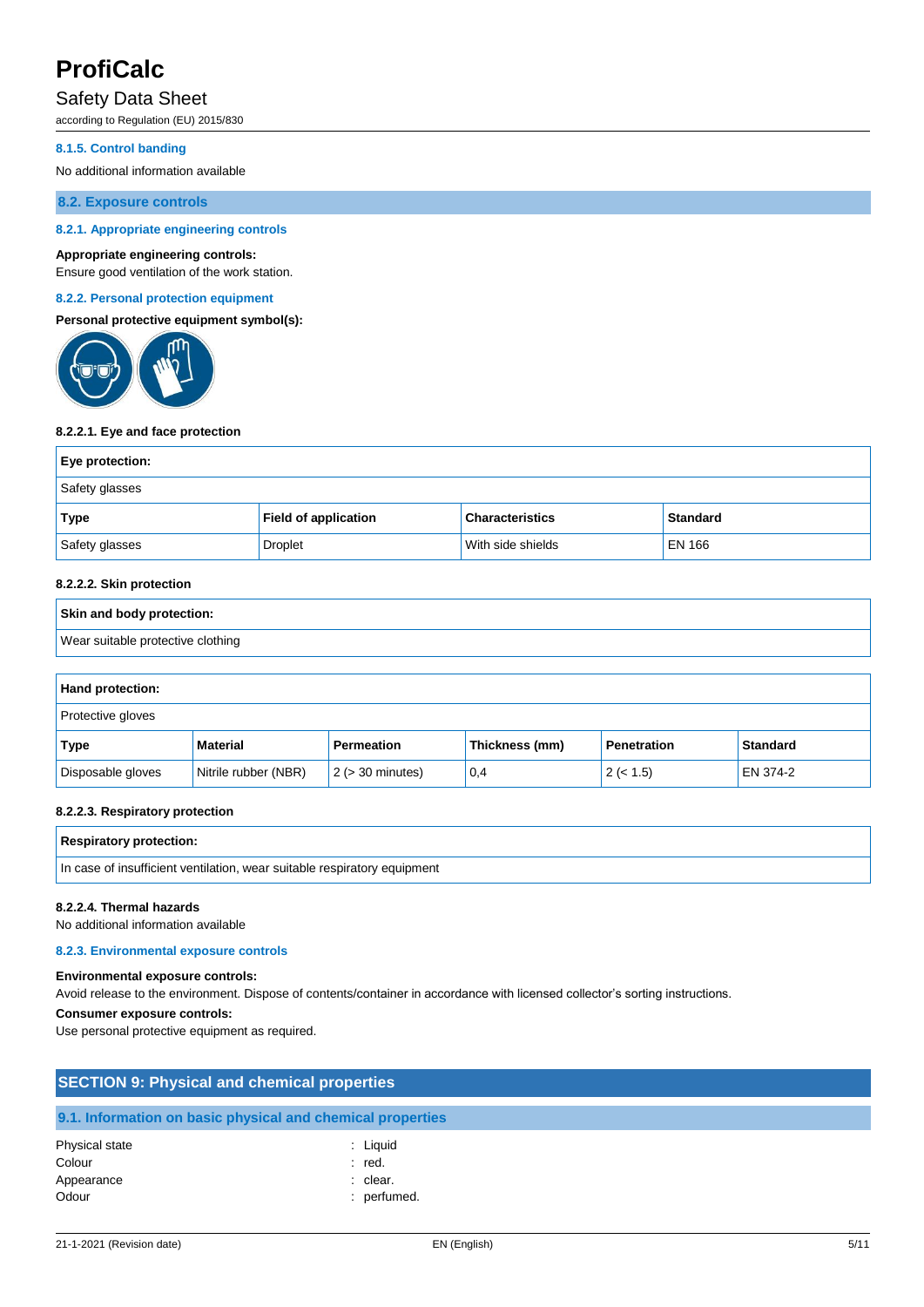#### 8.1.5. Control banding

No additional information available

### 8.2. Exposure controls

#### 8.2.1. Appropriate engineering controls

**Appropriate engineering controls:**

Ensure good ventilation of the work station.

#### 8.2.2. Personal protection equipment

**Personal protective equipment symbol(s):**

**8.2.2.1. Eye and face protection**

| Eye protection: | | | |
|---|---|---|---|
| Safety glasses | | | |
| **Type** | **Field of application** | **Characteristics** | **Standard** |
| Safety glasses | Droplet | With side shields | EN 166 |

**8.2.2.2. Skin protection**

| Skin and body protection: |
|---|
| Wear suitable protective clothing |

| Hand protection: | | | | | |
|---|---|---|---|---|---|
| Protective gloves | | | | | |
| **Type** | **Material** | **Permeation** | **Thickness (mm)** | **Penetration** | **Standard** |
| Disposable gloves | Nitrile rubber (NBR) | 2 (> 30 minutes) | 0,4 | 2 (< 1.5) | EN 374-2 |

**8.2.2.3. Respiratory protection**

| Respiratory protection: |
|---|
| In case of insufficient ventilation, wear suitable respiratory equipment |

**8.2.2.4. Thermal hazards**

No additional information available

#### 8.2.3. Environmental exposure controls

**Environmental exposure controls:**

Avoid release to the environment. Dispose of contents/container in accordance with licensed collector's sorting instructions.

**Consumer exposure controls:**

Use personal protective equipment as required.

## SECTION 9: Physical and chemical properties

### 9.1. Information on basic physical and chemical properties

| | |
|---|---|
| Physical state | : Liquid |
| Colour | : red. |
| Appearance | : clear. |
| Odour | : perfumed. |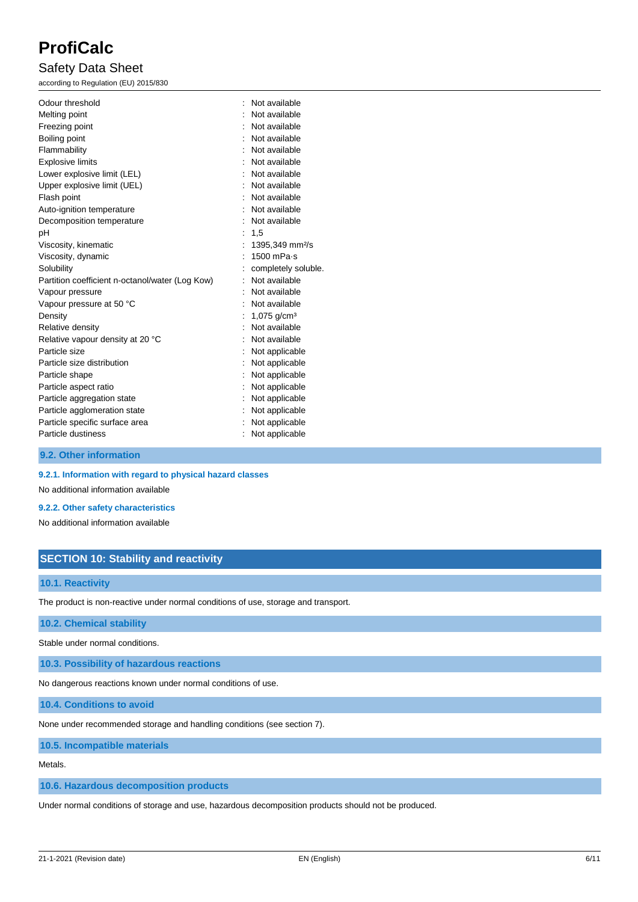| | |
|---|---|
| Odour threshold | : Not available |
| Melting point | : Not available |
| Freezing point | : Not available |
| Boiling point | : Not available |
| Flammability | : Not available |
| Explosive limits | : Not available |
| Lower explosive limit (LEL) | : Not available |
| Upper explosive limit (UEL) | : Not available |
| Flash point | : Not available |
| Auto-ignition temperature | : Not available |
| Decomposition temperature | : Not available |
| pH | : 1,5 |
| Viscosity, kinematic | : 1395,349 $mm^2/s$ |
| Viscosity, dynamic | : 1500 mPa·s |
| Solubility | : completely soluble. |
| Partition coefficient n-octanol/water (Log Kow) | : Not available |
| Vapour pressure | : Not available |
| Vapour pressure at 50 °C | : Not available |
| Density | : 1,075 $g/cm^3$ |
| Relative density | : Not available |
| Relative vapour density at 20 °C | : Not available |
| Particle size | : Not applicable |
| Particle size distribution | : Not applicable |
| Particle shape | : Not applicable |
| Particle aspect ratio | : Not applicable |
| Particle aggregation state | : Not applicable |
| Particle agglomeration state | : Not applicable |
| Particle specific surface area | : Not applicable |
| Particle dustiness | : Not applicable |

### 9.2. Other information

#### 9.2.1. Information with regard to physical hazard classes

No additional information available

#### 9.2.2. Other safety characteristics

No additional information available

## SECTION 10: Stability and reactivity

### 10.1. Reactivity

The product is non-reactive under normal conditions of use, storage and transport.

### 10.2. Chemical stability

Stable under normal conditions.

### 10.3. Possibility of hazardous reactions

No dangerous reactions known under normal conditions of use.

### 10.4. Conditions to avoid

None under recommended storage and handling conditions (see section 7).

### 10.5. Incompatible materials

Metals.

### 10.6. Hazardous decomposition products

Under normal conditions of storage and use, hazardous decomposition products should not be produced.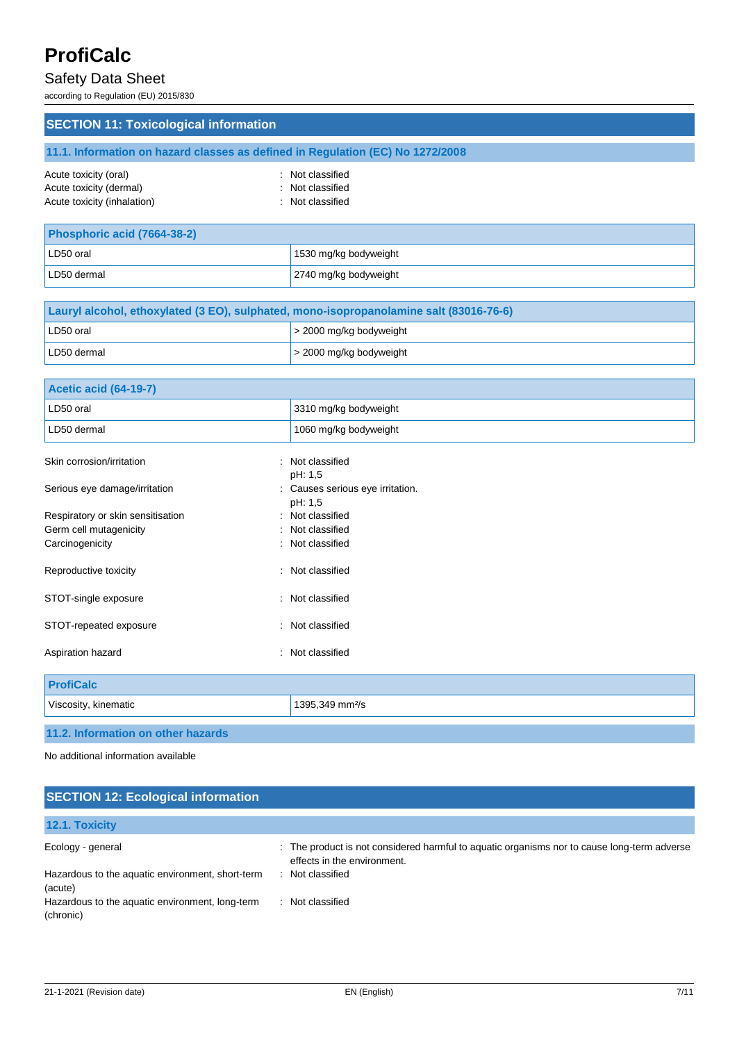## SECTION 11: Toxicological information

### 11.1. Information on hazard classes as defined in Regulation (EC) No 1272/2008

Acute toxicity (oral) : Not classified
Acute toxicity (dermal) : Not classified
Acute toxicity (inhalation) : Not classified

| Phosphoric acid (7664-38-2) | |
|---|---|
| LD50 oral | 1530 mg/kg bodyweight |
| LD50 dermal | 2740 mg/kg bodyweight |

| Lauryl alcohol, ethoxylated (3 EO), sulphated, mono-isopropanolamine salt (83016-76-6) | |
|---|---|
| LD50 oral | > 2000 mg/kg bodyweight |
| LD50 dermal | > 2000 mg/kg bodyweight |

| Acetic acid (64-19-7) | |
|---|---|
| LD50 oral | 3310 mg/kg bodyweight |
| LD50 dermal | 1060 mg/kg bodyweight |

Skin corrosion/irritation : Not classified
pH: 1,5
Serious eye damage/irritation : Causes serious eye irritation.
pH: 1,5
Respiratory or skin sensitisation : Not classified
Germ cell mutagenicity : Not classified
Carcinogenicity : Not classified

Reproductive toxicity : Not classified

STOT-single exposure : Not classified

STOT-repeated exposure : Not classified

Aspiration hazard : Not classified

| ProfiCalc | |
|---|---|
| Viscosity, kinematic | 1395,349 mm²/s |

### 11.2. Information on other hazards

No additional information available

## SECTION 12: Ecological information

### 12.1. Toxicity

Ecology - general : The product is not considered harmful to aquatic organisms nor to cause long-term adverse effects in the environment.
Hazardous to the aquatic environment, short-term (acute) : Not classified
Hazardous to the aquatic environment, long-term (chronic) : Not classified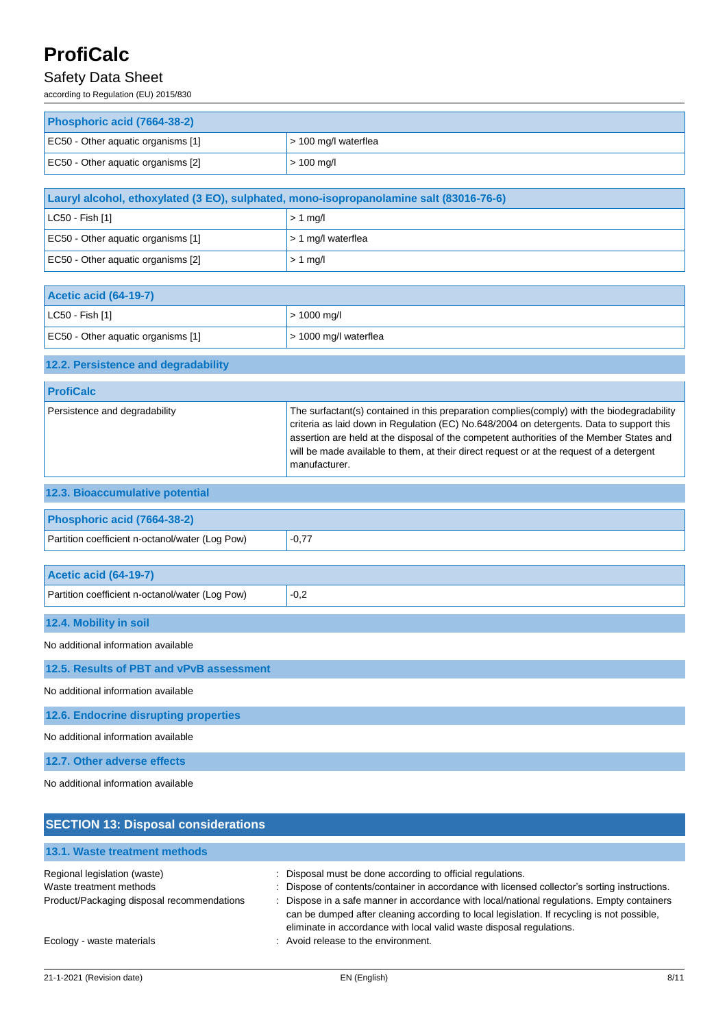| Phosphoric acid (7664-38-2) | |
|---|---|
| EC50 - Other aquatic organisms [1] | > 100 mg/l waterflea |
| EC50 - Other aquatic organisms [2] | > 100 mg/l |

| Lauryl alcohol, ethoxylated (3 EO), sulphated, mono-isopropanolamine salt (83016-76-6) | |
|---|---|
| LC50 - Fish [1] | > 1 mg/l |
| EC50 - Other aquatic organisms [1] | > 1 mg/l waterflea |
| EC50 - Other aquatic organisms [2] | > 1 mg/l |

| Acetic acid (64-19-7) | |
|---|---|
| LC50 - Fish [1] | > 1000 mg/l |
| EC50 - Other aquatic organisms [1] | > 1000 mg/l waterflea |

### 12.2. Persistence and degradability

| ProfiCalc | |
|---|---|
| Persistence and degradability | The surfactant(s) contained in this preparation complies(comply) with the biodegradability criteria as laid down in Regulation (EC) No.648/2004 on detergents. Data to support this assertion are held at the disposal of the competent authorities of the Member States and will be made available to them, at their direct request or at the request of a detergent manufacturer. |

### 12.3. Bioaccumulative potential

| Phosphoric acid (7664-38-2) | |
|---|---|
| Partition coefficient n-octanol/water (Log Pow) | -0,77 |

| Acetic acid (64-19-7) | |
|---|---|
| Partition coefficient n-octanol/water (Log Pow) | -0,2 |

### 12.4. Mobility in soil

No additional information available

### 12.5. Results of PBT and vPvB assessment

No additional information available

### 12.6. Endocrine disrupting properties

No additional information available

### 12.7. Other adverse effects

No additional information available

## SECTION 13: Disposal considerations

### 13.1. Waste treatment methods

Regional legislation (waste) : Disposal must be done according to official regulations.

Waste treatment methods : Dispose of contents/container in accordance with licensed collector's sorting instructions.

Product/Packaging disposal recommendations : Dispose in a safe manner in accordance with local/national regulations. Empty containers can be dumped after cleaning according to local legislation. If recycling is not possible, eliminate in accordance with local valid waste disposal regulations.

Ecology - waste materials : Avoid release to the environment.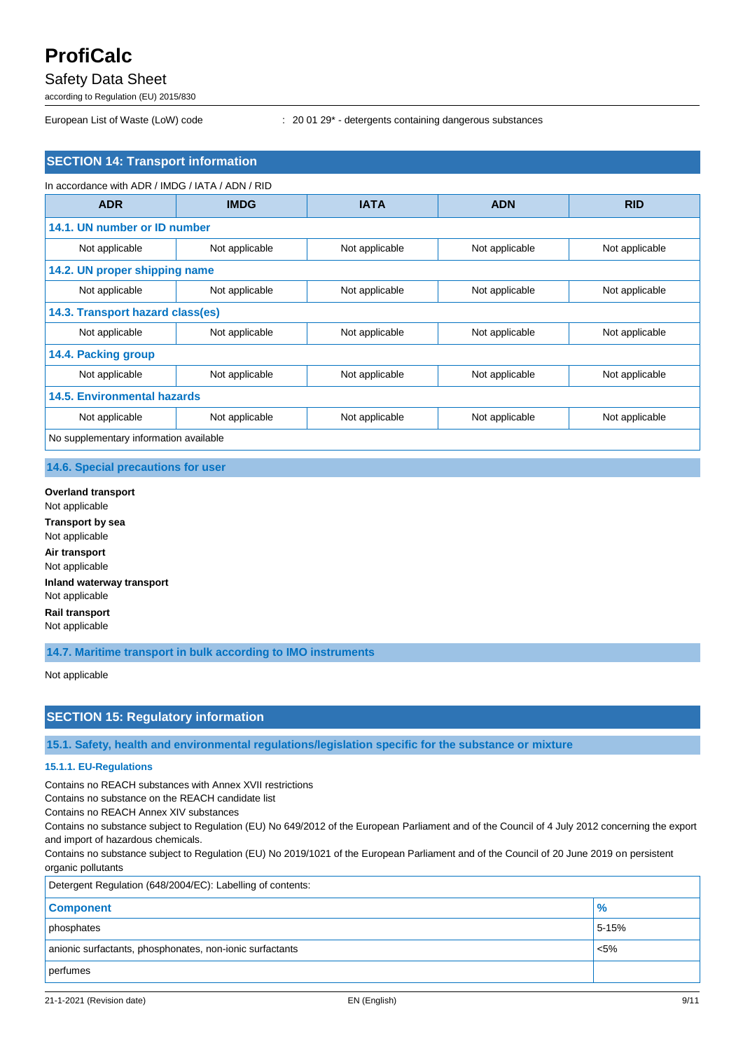European List of Waste (LoW) code : 20 01 29* - detergents containing dangerous substances

## SECTION 14: Transport information

In accordance with ADR / IMDG / IATA / ADN / RID

| ADR | IMDG | IATA | ADN | RID |
|---|---|---|---|---|
| **14.1. UN number or ID number** | | | | |
| Not applicable | Not applicable | Not applicable | Not applicable | Not applicable |
| **14.2. UN proper shipping name** | | | | |
| Not applicable | Not applicable | Not applicable | Not applicable | Not applicable |
| **14.3. Transport hazard class(es)** | | | | |
| Not applicable | Not applicable | Not applicable | Not applicable | Not applicable |
| **14.4. Packing group** | | | | |
| Not applicable | Not applicable | Not applicable | Not applicable | Not applicable |
| **14.5. Environmental hazards** | | | | |
| Not applicable | Not applicable | Not applicable | Not applicable | Not applicable |
| No supplementary information available | | | | |

### 14.6. Special precautions for user

**Overland transport**
Not applicable

**Transport by sea**
Not applicable

**Air transport**
Not applicable

**Inland waterway transport**
Not applicable

**Rail transport**
Not applicable

### 14.7. Maritime transport in bulk according to IMO instruments

Not applicable

## SECTION 15: Regulatory information

### 15.1. Safety, health and environmental regulations/legislation specific for the substance or mixture

#### 15.1.1. EU-Regulations

Contains no REACH substances with Annex XVII restrictions
Contains no substance on the REACH candidate list
Contains no REACH Annex XIV substances
Contains no substance subject to Regulation (EU) No 649/2012 of the European Parliament and of the Council of 4 July 2012 concerning the export and import of hazardous chemicals.
Contains no substance subject to Regulation (EU) No 2019/1021 of the European Parliament and of the Council of 20 June 2019 on persistent organic pollutants

Detergent Regulation (648/2004/EC): Labelling of contents:

| Component | % |
|---|---|
| phosphates | 5-15% |
| anionic surfactants, phosphonates, non-ionic surfactants | <5% |
| perfumes | |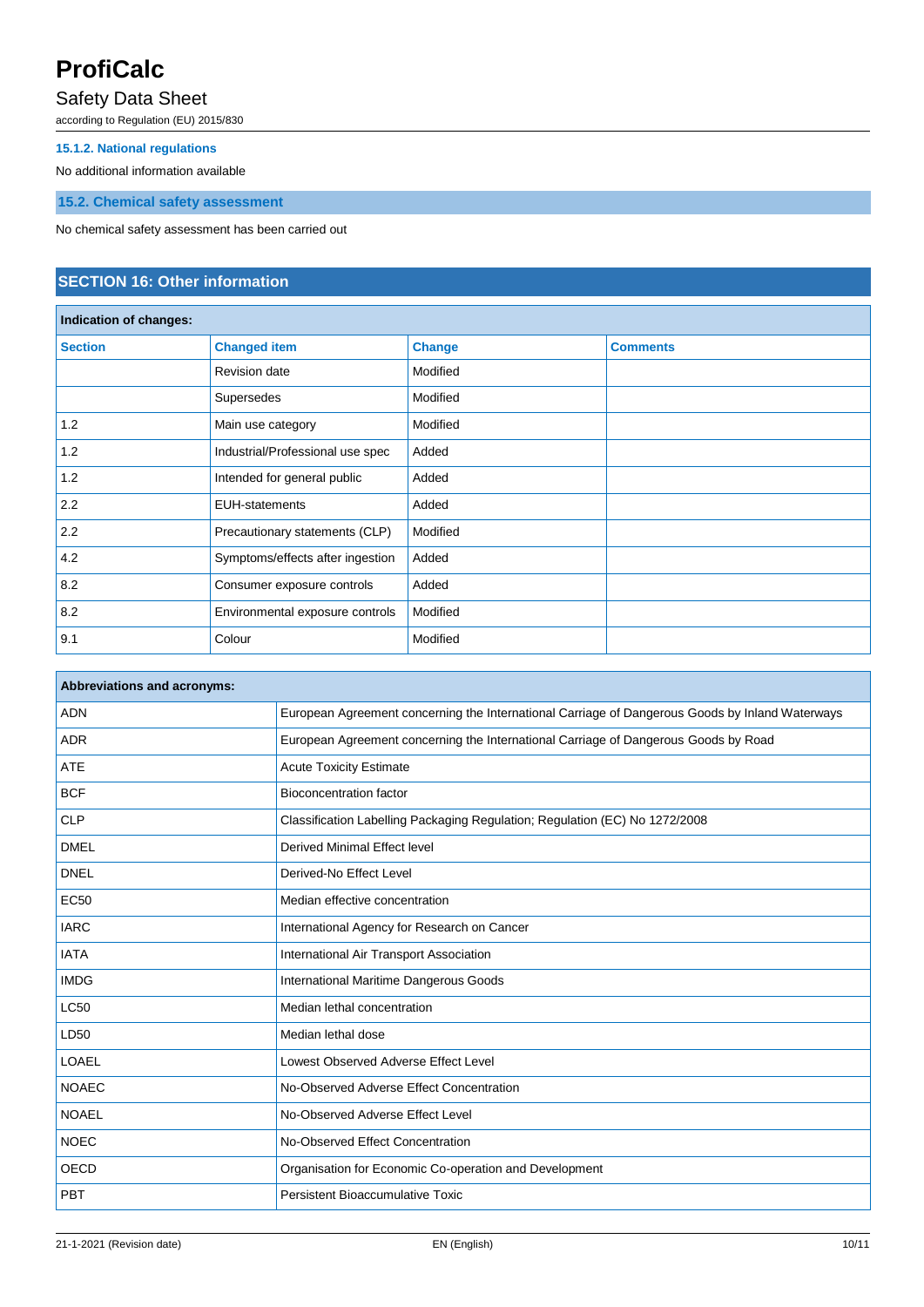#### 15.1.2. National regulations

No additional information available

### 15.2. Chemical safety assessment

No chemical safety assessment has been carried out

## SECTION 16: Other information

| Indication of changes: | | | |
|---|---|---|---|
| **Section** | **Changed item** | **Change** | **Comments** |
| | Revision date | Modified | |
| | Supersedes | Modified | |
| 1.2 | Main use category | Modified | |
| 1.2 | Industrial/Professional use spec | Added | |
| 1.2 | Intended for general public | Added | |
| 2.2 | EUH-statements | Added | |
| 2.2 | Precautionary statements (CLP) | Modified | |
| 4.2 | Symptoms/effects after ingestion | Added | |
| 8.2 | Consumer exposure controls | Added | |
| 8.2 | Environmental exposure controls | Modified | |
| 9.1 | Colour | Modified | |

| Abbreviations and acronyms: | |
|---|---|
| ADN | European Agreement concerning the International Carriage of Dangerous Goods by Inland Waterways |
| ADR | European Agreement concerning the International Carriage of Dangerous Goods by Road |
| ATE | Acute Toxicity Estimate |
| BCF | Bioconcentration factor |
| CLP | Classification Labelling Packaging Regulation; Regulation (EC) No 1272/2008 |
| DMEL | Derived Minimal Effect level |
| DNEL | Derived-No Effect Level |
| EC50 | Median effective concentration |
| IARC | International Agency for Research on Cancer |
| IATA | International Air Transport Association |
| IMDG | International Maritime Dangerous Goods |
| LC50 | Median lethal concentration |
| LD50 | Median lethal dose |
| LOAEL | Lowest Observed Adverse Effect Level |
| NOAEC | No-Observed Adverse Effect Concentration |
| NOAEL | No-Observed Adverse Effect Level |
| NOEC | No-Observed Effect Concentration |
| OECD | Organisation for Economic Co-operation and Development |
| PBT | Persistent Bioaccumulative Toxic |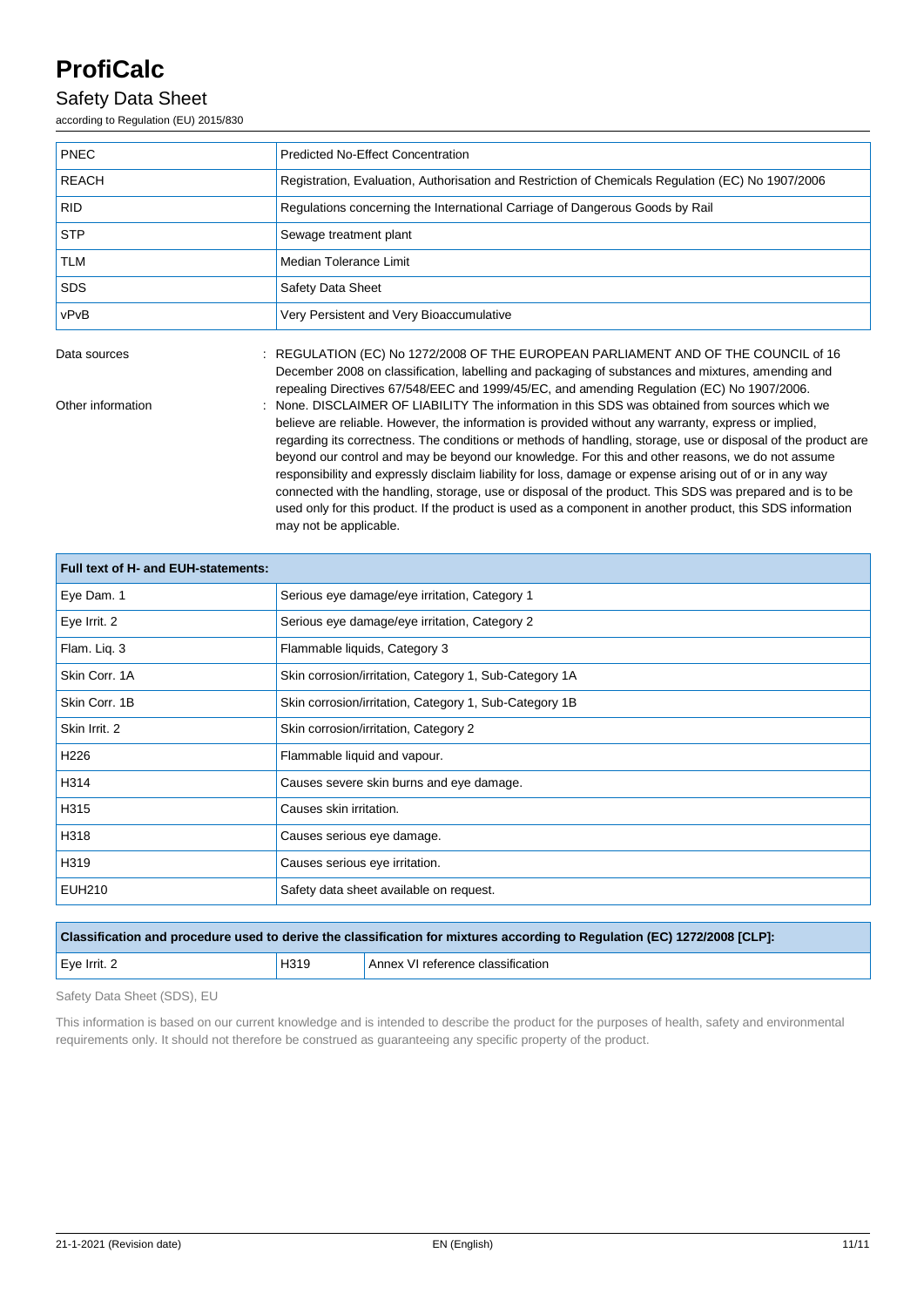| | |
|---|---|
| PNEC | Predicted No-Effect Concentration |
| REACH | Registration, Evaluation, Authorisation and Restriction of Chemicals Regulation (EC) No 1907/2006 |
| RID | Regulations concerning the International Carriage of Dangerous Goods by Rail |
| STP | Sewage treatment plant |
| TLM | Median Tolerance Limit |
| SDS | Safety Data Sheet |
| vPvB | Very Persistent and Very Bioaccumulative |

Data sources : REGULATION (EC) No 1272/2008 OF THE EUROPEAN PARLIAMENT AND OF THE COUNCIL of 16 December 2008 on classification, labelling and packaging of substances and mixtures, amending and repealing Directives 67/548/EEC and 1999/45/EC, and amending Regulation (EC) No 1907/2006.

Other information : None. DISCLAIMER OF LIABILITY The information in this SDS was obtained from sources which we believe are reliable. However, the information is provided without any warranty, express or implied, regarding its correctness. The conditions or methods of handling, storage, use or disposal of the product are beyond our control and may be beyond our knowledge. For this and other reasons, we do not assume responsibility and expressly disclaim liability for loss, damage or expense arising out of or in any way connected with the handling, storage, use or disposal of the product. This SDS was prepared and is to be used only for this product. If the product is used as a component in another product, this SDS information may not be applicable.

| Full text of H- and EUH-statements: | |
|---|---|
| Eye Dam. 1 | Serious eye damage/eye irritation, Category 1 |
| Eye Irrit. 2 | Serious eye damage/eye irritation, Category 2 |
| Flam. Liq. 3 | Flammable liquids, Category 3 |
| Skin Corr. 1A | Skin corrosion/irritation, Category 1, Sub-Category 1A |
| Skin Corr. 1B | Skin corrosion/irritation, Category 1, Sub-Category 1B |
| Skin Irrit. 2 | Skin corrosion/irritation, Category 2 |
| H226 | Flammable liquid and vapour. |
| H314 | Causes severe skin burns and eye damage. |
| H315 | Causes skin irritation. |
| H318 | Causes serious eye damage. |
| H319 | Causes serious eye irritation. |
| EUH210 | Safety data sheet available on request. |

| Classification and procedure used to derive the classification for mixtures according to Regulation (EC) 1272/2008 [CLP]: | | |
|---|---|---|
| Eye Irrit. 2 | H319 | Annex VI reference classification |

Safety Data Sheet (SDS), EU

This information is based on our current knowledge and is intended to describe the product for the purposes of health, safety and environmental requirements only. It should not therefore be construed as guaranteeing any specific property of the product.